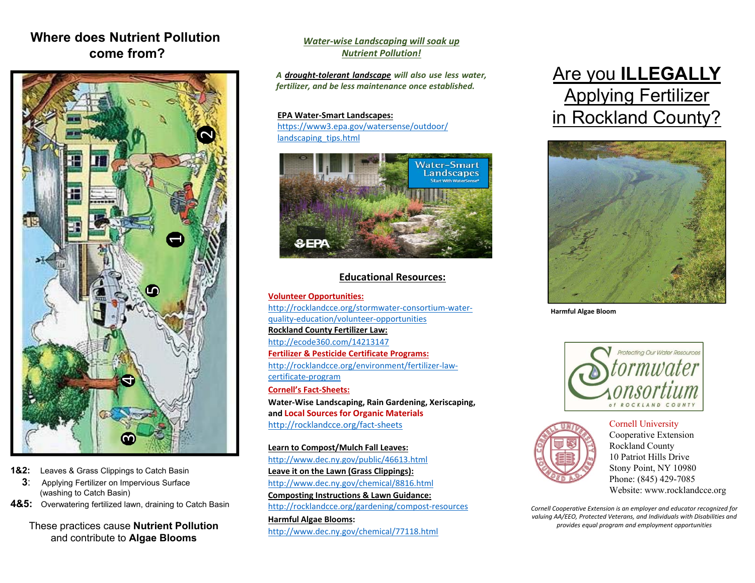## Where does Nutrient Pollution come from?

**1&2:** Leaves & Grass Clippings to Catch Basin

**3:** Applying Fertilizer on Impervious Surface (washing to Catch Basin)

**4&5:** Overwatering fertilized lawn, draining to Catch Basin

These practices cause **Nutrient Pollution** and contribute to **Algae Blooms**

***Water-wise Landscaping will soak up Nutrient Pollution!***

*A **drought-tolerant landscape** will also use less water, fertilizer, and be less maintenance once established.*

**EPA Water-Smart Landscapes:**
https://www3.epa.gov/watersense/outdoor/landscaping_tips.html

### Educational Resources:

**Volunteer Opportunities:**
http://rocklandcce.org/stormwater-consortium-water-quality-education/volunteer-opportunities

**Rockland County Fertilizer Law:**
http://ecode360.com/14213147

**Fertilizer & Pesticide Certificate Programs:**
http://rocklandcce.org/environment/fertilizer-law-certificate-program

**Cornell's Fact-Sheets:**

**Water-Wise Landscaping, Rain Gardening, Xeriscaping, and Local Sources for Organic Materials**
http://rocklandcce.org/fact-sheets

**Learn to Compost/Mulch Fall Leaves:**
http://www.dec.ny.gov/public/46613.html

**Leave it on the Lawn (Grass Clippings):**
http://www.dec.ny.gov/chemical/8816.html

**Composting Instructions & Lawn Guidance:**
http://rocklandcce.org/gardening/compost-resources

**Harmful Algae Blooms:**
http://www.dec.ny.gov/chemical/77118.html

# Are you **ILLEGALLY** Applying Fertilizer in Rockland County?

**Harmful Algae Bloom**

Protecting Our Water Resources
Stormwater Consortium of Rockland County

Cornell University
Cooperative Extension
Rockland County
10 Patriot Hills Drive
Stony Point, NY 10980
Phone: (845) 429-7085
Website: www.rocklandcce.org

*Cornell Cooperative Extension is an employer and educator recognized for valuing AA/EEO, Protected Veterans, and Individuals with Disabilities and provides equal program and employment opportunities*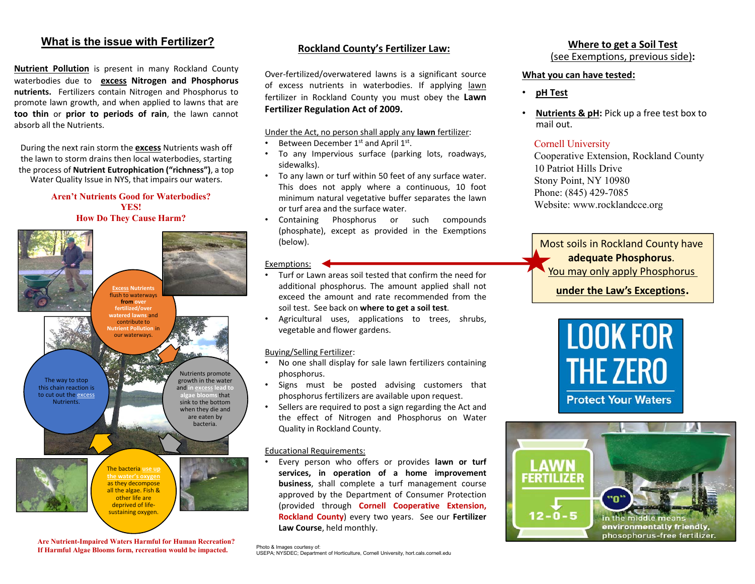## What is the issue with Fertilizer?

**Nutrient Pollution** is present in many Rockland County waterbodies due to **excess Nitrogen and Phosphorus nutrients.** Fertilizers contain Nitrogen and Phosphorus to promote lawn growth, and when applied to lawns that are **too thin** or **prior to periods of rain**, the lawn cannot absorb all the Nutrients.

During the next rain storm the **excess** Nutrients wash off the lawn to storm drains then local waterbodies, starting the process of **Nutrient Eutrophication ("richness")**, a top Water Quality Issue in NYS, that impairs our waters.

**Aren't Nutrients Good for Waterbodies?**
**YES!**
**How Do They Cause Harm?**

Excess Nutrients flush to waterways from over fertilized/over watered lawns and contribute to Nutrient Pollution in our waterways.

Nutrients promote growth in the water and in excess lead to algae blooms that sink to the bottom when they die and are eaten by bacteria.

The bacteria use up the water's oxygen as they decompose all the algae. Fish & other life are deprived of life-sustaining oxygen.

The way to stop this chain reaction is to cut out the excess Nutrients.

**Are Nutrient-Impaired Waters Harmful for Human Recreation? If Harmful Algae Blooms form, recreation would be impacted.**

## Rockland County's Fertilizer Law:

Over-fertilized/overwatered lawns is a significant source of excess nutrients in waterbodies. If applying lawn fertilizer in Rockland County you must obey the **Lawn Fertilizer Regulation Act of 2009.**

Under the Act, no person shall apply any **lawn** fertilizer:

- Between December 1st and April 1st.
- To any Impervious surface (parking lots, roadways, sidewalks).
- To any lawn or turf within 50 feet of any surface water. This does not apply where a continuous, 10 foot minimum natural vegetative buffer separates the lawn or turf area and the surface water.
- Containing Phosphorus or such compounds (phosphate), except as provided in the Exemptions (below).

Exemptions:

- Turf or Lawn areas soil tested that confirm the need for additional phosphorus. The amount applied shall not exceed the amount and rate recommended from the soil test. See back on **where to get a soil test**.
- Agricultural uses, applications to trees, shrubs, vegetable and flower gardens.

Buying/Selling Fertilizer:

- No one shall display for sale lawn fertilizers containing phosphorus.
- Signs must be posted advising customers that phosphorus fertilizers are available upon request.
- Sellers are required to post a sign regarding the Act and the effect of Nitrogen and Phosphorus on Water Quality in Rockland County.

Educational Requirements:

- Every person who offers or provides **lawn or turf services, in operation of a home improvement business**, shall complete a turf management course approved by the Department of Consumer Protection (provided through **Cornell Cooperative Extension, Rockland County**) every two years. See our **Fertilizer Law Course**, held monthly.

Photo & Images courtesy of:
USEPA; NYSDEC; Department of Horticulture, Cornell University, hort.cals.cornell.edu

## Where to get a Soil Test
(see Exemptions, previous side):

**What you can have tested:**

- **pH Test**
- **Nutrients & pH:** Pick up a free test box to mail out.

Cornell University
Cooperative Extension, Rockland County
10 Patriot Hills Drive
Stony Point, NY 10980
Phone: (845) 429-7085
Website: www.rocklandcce.org

Most soils in Rockland County have **adequate Phosphorus**.
You may only apply Phosphorus **under the Law's Exceptions**.

LOOK FOR THE ZERO
Protect Your Waters

LAWN FERTILIZER
12-0-5
"0" in the middle means environmentally friendly, phosphorus-free fertilizer.